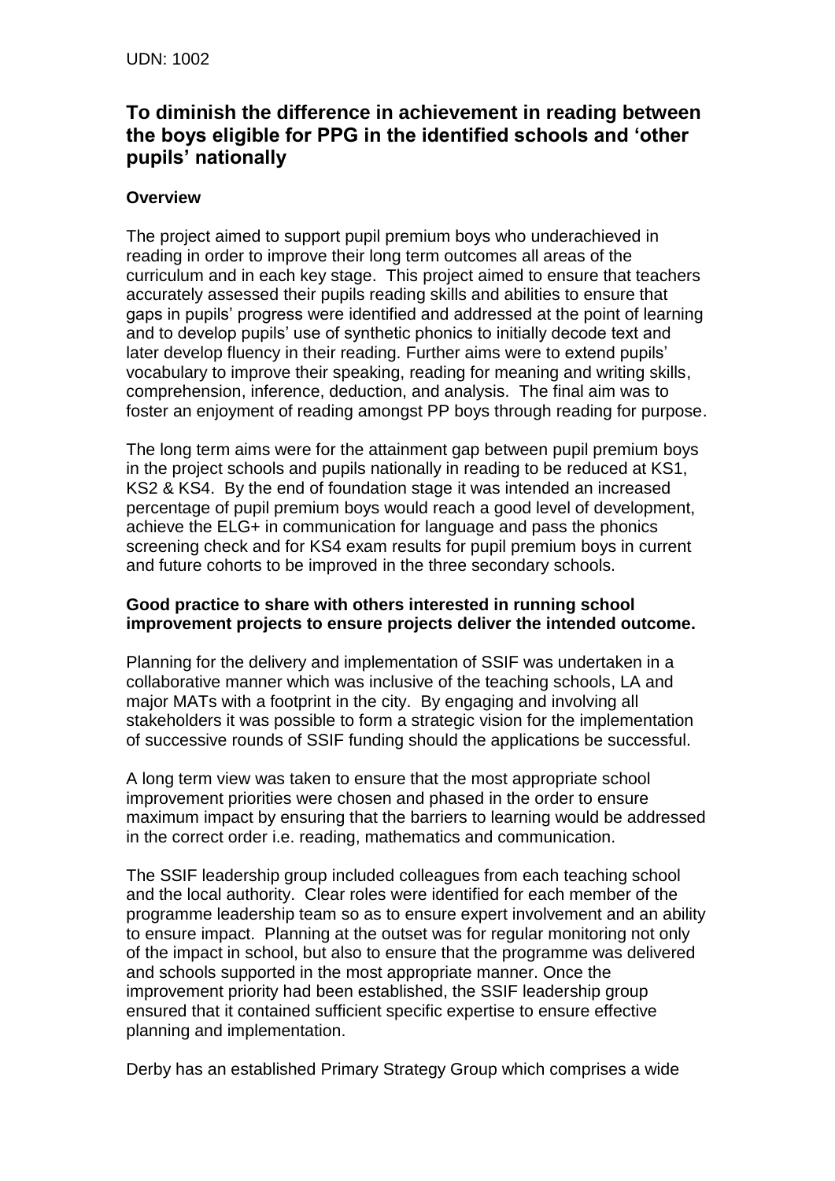UDN: 1002

## To diminish the difference in achievement in reading between the boys eligible for PPG in the identified schools and 'other pupils' nationally

**Overview**

The project aimed to support pupil premium boys who underachieved in reading in order to improve their long term outcomes all areas of the curriculum and in each key stage. This project aimed to ensure that teachers accurately assessed their pupils reading skills and abilities to ensure that gaps in pupils' progress were identified and addressed at the point of learning and to develop pupils' use of synthetic phonics to initially decode text and later develop fluency in their reading. Further aims were to extend pupils' vocabulary to improve their speaking, reading for meaning and writing skills, comprehension, inference, deduction, and analysis. The final aim was to foster an enjoyment of reading amongst PP boys through reading for purpose.

The long term aims were for the attainment gap between pupil premium boys in the project schools and pupils nationally in reading to be reduced at KS1, KS2 & KS4. By the end of foundation stage it was intended an increased percentage of pupil premium boys would reach a good level of development, achieve the ELG+ in communication for language and pass the phonics screening check and for KS4 exam results for pupil premium boys in current and future cohorts to be improved in the three secondary schools.

**Good practice to share with others interested in running school improvement projects to ensure projects deliver the intended outcome.**

Planning for the delivery and implementation of SSIF was undertaken in a collaborative manner which was inclusive of the teaching schools, LA and major MATs with a footprint in the city. By engaging and involving all stakeholders it was possible to form a strategic vision for the implementation of successive rounds of SSIF funding should the applications be successful.

A long term view was taken to ensure that the most appropriate school improvement priorities were chosen and phased in the order to ensure maximum impact by ensuring that the barriers to learning would be addressed in the correct order i.e. reading, mathematics and communication.

The SSIF leadership group included colleagues from each teaching school and the local authority. Clear roles were identified for each member of the programme leadership team so as to ensure expert involvement and an ability to ensure impact. Planning at the outset was for regular monitoring not only of the impact in school, but also to ensure that the programme was delivered and schools supported in the most appropriate manner. Once the improvement priority had been established, the SSIF leadership group ensured that it contained sufficient specific expertise to ensure effective planning and implementation.

Derby has an established Primary Strategy Group which comprises a wide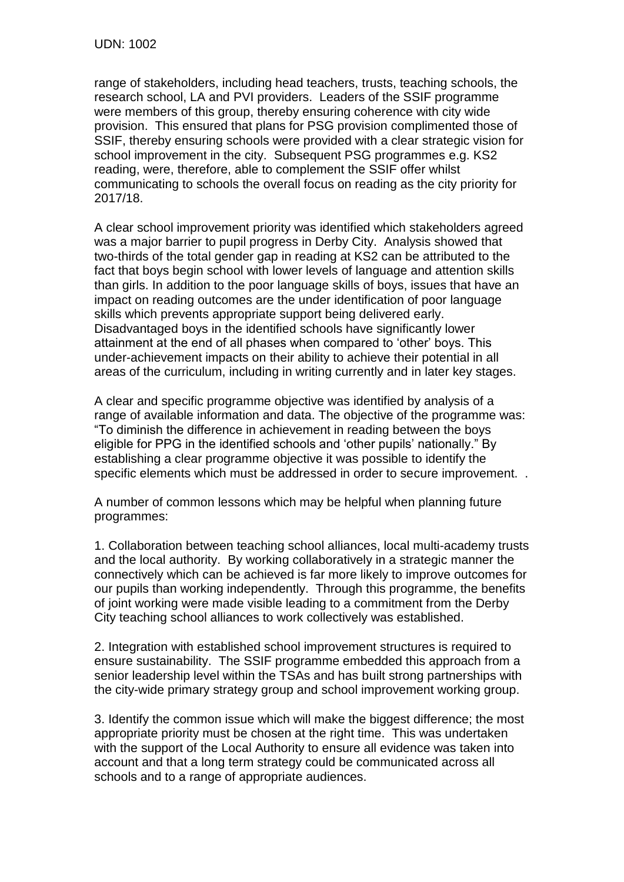range of stakeholders, including head teachers, trusts, teaching schools, the research school, LA and PVI providers. Leaders of the SSIF programme were members of this group, thereby ensuring coherence with city wide provision. This ensured that plans for PSG provision complimented those of SSIF, thereby ensuring schools were provided with a clear strategic vision for school improvement in the city. Subsequent PSG programmes e.g. KS2 reading, were, therefore, able to complement the SSIF offer whilst communicating to schools the overall focus on reading as the city priority for 2017/18.

A clear school improvement priority was identified which stakeholders agreed was a major barrier to pupil progress in Derby City. Analysis showed that two-thirds of the total gender gap in reading at KS2 can be attributed to the fact that boys begin school with lower levels of language and attention skills than girls. In addition to the poor language skills of boys, issues that have an impact on reading outcomes are the under identification of poor language skills which prevents appropriate support being delivered early. Disadvantaged boys in the identified schools have significantly lower attainment at the end of all phases when compared to 'other' boys. This under-achievement impacts on their ability to achieve their potential in all areas of the curriculum, including in writing currently and in later key stages.

A clear and specific programme objective was identified by analysis of a range of available information and data. The objective of the programme was: "To diminish the difference in achievement in reading between the boys eligible for PPG in the identified schools and 'other pupils' nationally." By establishing a clear programme objective it was possible to identify the specific elements which must be addressed in order to secure improvement. .

A number of common lessons which may be helpful when planning future programmes:

1. Collaboration between teaching school alliances, local multi-academy trusts and the local authority. By working collaboratively in a strategic manner the connectively which can be achieved is far more likely to improve outcomes for our pupils than working independently. Through this programme, the benefits of joint working were made visible leading to a commitment from the Derby City teaching school alliances to work collectively was established.

2. Integration with established school improvement structures is required to ensure sustainability. The SSIF programme embedded this approach from a senior leadership level within the TSAs and has built strong partnerships with the city-wide primary strategy group and school improvement working group.

3. Identify the common issue which will make the biggest difference; the most appropriate priority must be chosen at the right time. This was undertaken with the support of the Local Authority to ensure all evidence was taken into account and that a long term strategy could be communicated across all schools and to a range of appropriate audiences.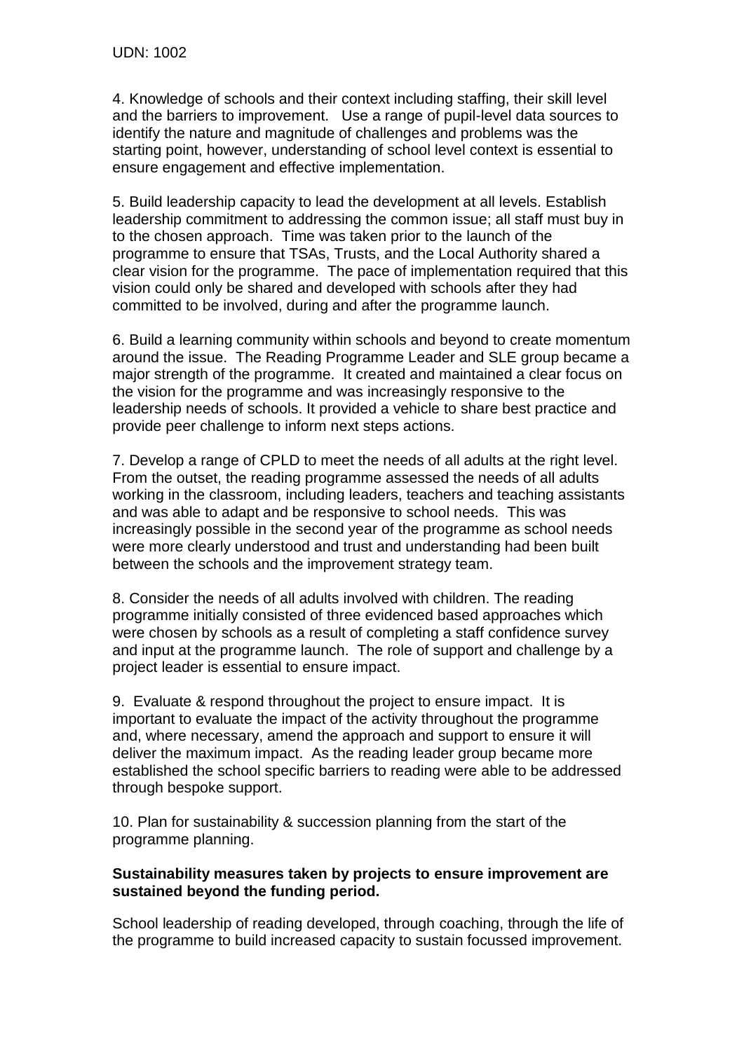UDN: 1002

4. Knowledge of schools and their context including staffing, their skill level and the barriers to improvement. Use a range of pupil-level data sources to identify the nature and magnitude of challenges and problems was the starting point, however, understanding of school level context is essential to ensure engagement and effective implementation.

5. Build leadership capacity to lead the development at all levels. Establish leadership commitment to addressing the common issue; all staff must buy in to the chosen approach. Time was taken prior to the launch of the programme to ensure that TSAs, Trusts, and the Local Authority shared a clear vision for the programme. The pace of implementation required that this vision could only be shared and developed with schools after they had committed to be involved, during and after the programme launch.

6. Build a learning community within schools and beyond to create momentum around the issue. The Reading Programme Leader and SLE group became a major strength of the programme. It created and maintained a clear focus on the vision for the programme and was increasingly responsive to the leadership needs of schools. It provided a vehicle to share best practice and provide peer challenge to inform next steps actions.

7. Develop a range of CPLD to meet the needs of all adults at the right level. From the outset, the reading programme assessed the needs of all adults working in the classroom, including leaders, teachers and teaching assistants and was able to adapt and be responsive to school needs. This was increasingly possible in the second year of the programme as school needs were more clearly understood and trust and understanding had been built between the schools and the improvement strategy team.

8. Consider the needs of all adults involved with children. The reading programme initially consisted of three evidenced based approaches which were chosen by schools as a result of completing a staff confidence survey and input at the programme launch. The role of support and challenge by a project leader is essential to ensure impact.

9. Evaluate & respond throughout the project to ensure impact. It is important to evaluate the impact of the activity throughout the programme and, where necessary, amend the approach and support to ensure it will deliver the maximum impact. As the reading leader group became more established the school specific barriers to reading were able to be addressed through bespoke support.

10. Plan for sustainability & succession planning from the start of the programme planning.

**Sustainability measures taken by projects to ensure improvement are sustained beyond the funding period.**

School leadership of reading developed, through coaching, through the life of the programme to build increased capacity to sustain focussed improvement.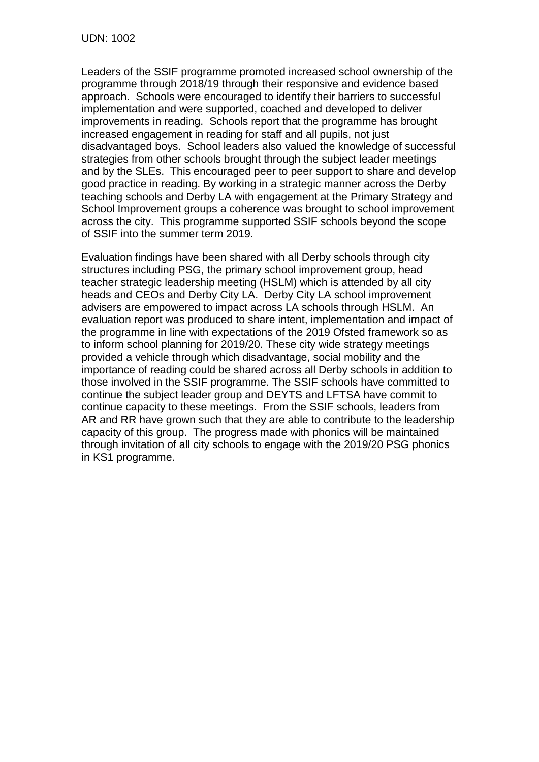UDN: 1002

Leaders of the SSIF programme promoted increased school ownership of the programme through 2018/19 through their responsive and evidence based approach. Schools were encouraged to identify their barriers to successful implementation and were supported, coached and developed to deliver improvements in reading. Schools report that the programme has brought increased engagement in reading for staff and all pupils, not just disadvantaged boys. School leaders also valued the knowledge of successful strategies from other schools brought through the subject leader meetings and by the SLEs. This encouraged peer to peer support to share and develop good practice in reading. By working in a strategic manner across the Derby teaching schools and Derby LA with engagement at the Primary Strategy and School Improvement groups a coherence was brought to school improvement across the city. This programme supported SSIF schools beyond the scope of SSIF into the summer term 2019.

Evaluation findings have been shared with all Derby schools through city structures including PSG, the primary school improvement group, head teacher strategic leadership meeting (HSLM) which is attended by all city heads and CEOs and Derby City LA. Derby City LA school improvement advisers are empowered to impact across LA schools through HSLM. An evaluation report was produced to share intent, implementation and impact of the programme in line with expectations of the 2019 Ofsted framework so as to inform school planning for 2019/20. These city wide strategy meetings provided a vehicle through which disadvantage, social mobility and the importance of reading could be shared across all Derby schools in addition to those involved in the SSIF programme. The SSIF schools have committed to continue the subject leader group and DEYTS and LFTSA have commit to continue capacity to these meetings. From the SSIF schools, leaders from AR and RR have grown such that they are able to contribute to the leadership capacity of this group. The progress made with phonics will be maintained through invitation of all city schools to engage with the 2019/20 PSG phonics in KS1 programme.